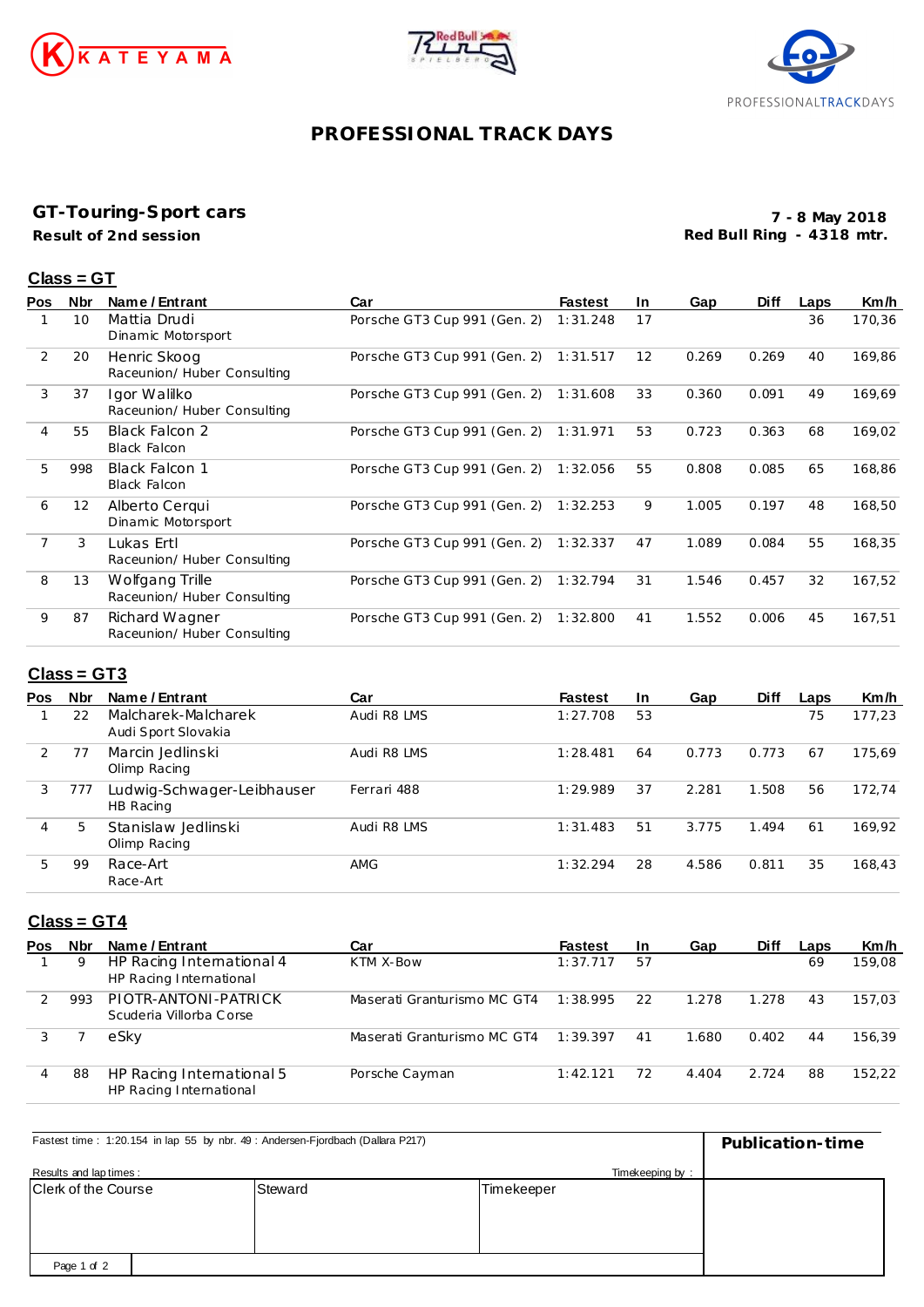KATEYAMA

PROFESSIONALTRACKDAYS

# PROFESSIONAL TRACK DAYS

## GT-Touring-Sport cars

**Result of 2nd session**

**7 - 8 May 2018**
**Red Bull Ring - 4318 mtr.**

### Class = GT

| Pos | Nbr | Name / Entrant | Car | Fastest | In | Gap | Diff | Laps | Km/h |
|---|---|---|---|---|---|---|---|---|---|
| 1 | 10 | Mattia Drudi<br>Dinamic Motorsport | Porsche GT3 Cup 991 (Gen. 2) | 1:31.248 | 17 | | | 36 | 170,36 |
| 2 | 20 | Henric Skoog<br>Raceunion/ Huber Consulting | Porsche GT3 Cup 991 (Gen. 2) | 1:31.517 | 12 | 0.269 | 0.269 | 40 | 169,86 |
| 3 | 37 | Igor Walilko<br>Raceunion/ Huber Consulting | Porsche GT3 Cup 991 (Gen. 2) | 1:31.608 | 33 | 0.360 | 0.091 | 49 | 169,69 |
| 4 | 55 | Black Falcon 2<br>Black Falcon | Porsche GT3 Cup 991 (Gen. 2) | 1:31.971 | 53 | 0.723 | 0.363 | 68 | 169,02 |
| 5 | 998 | Black Falcon 1<br>Black Falcon | Porsche GT3 Cup 991 (Gen. 2) | 1:32.056 | 55 | 0.808 | 0.085 | 65 | 168,86 |
| 6 | 12 | Alberto Cerqui<br>Dinamic Motorsport | Porsche GT3 Cup 991 (Gen. 2) | 1:32.253 | 9 | 1.005 | 0.197 | 48 | 168,50 |
| 7 | 3 | Lukas Ertl<br>Raceunion/ Huber Consulting | Porsche GT3 Cup 991 (Gen. 2) | 1:32.337 | 47 | 1.089 | 0.084 | 55 | 168,35 |
| 8 | 13 | Wolfgang Trille<br>Raceunion/ Huber Consulting | Porsche GT3 Cup 991 (Gen. 2) | 1:32.794 | 31 | 1.546 | 0.457 | 32 | 167,52 |
| 9 | 87 | Richard Wagner<br>Raceunion/ Huber Consulting | Porsche GT3 Cup 991 (Gen. 2) | 1:32.800 | 41 | 1.552 | 0.006 | 45 | 167,51 |

### Class = GT3

| Pos | Nbr | Name / Entrant | Car | Fastest | In | Gap | Diff | Laps | Km/h |
|---|---|---|---|---|---|---|---|---|---|
| 1 | 22 | Malcharek-Malcharek<br>Audi Sport Slovakia | Audi R8 LMS | 1:27.708 | 53 | | | 75 | 177,23 |
| 2 | 77 | Marcin Jedlinski<br>Olimp Racing | Audi R8 LMS | 1:28.481 | 64 | 0.773 | 0.773 | 67 | 175,69 |
| 3 | 777 | Ludwig-Schwager-Leibhauser<br>HB Racing | Ferrari 488 | 1:29.989 | 37 | 2.281 | 1.508 | 56 | 172,74 |
| 4 | 5 | Stanislaw Jedlinski<br>Olimp Racing | Audi R8 LMS | 1:31.483 | 51 | 3.775 | 1.494 | 61 | 169,92 |
| 5 | 99 | Race-Art<br>Race-Art | AMG | 1:32.294 | 28 | 4.586 | 0.811 | 35 | 168,43 |

### Class = GT4

| Pos | Nbr | Name / Entrant | Car | Fastest | In | Gap | Diff | Laps | Km/h |
|---|---|---|---|---|---|---|---|---|---|
| 1 | 9 | HP Racing International 4<br>HP Racing International | KTM X-Bow | 1:37.717 | 57 | | | 69 | 159,08 |
| 2 | 993 | PIOTR-ANTONI-PATRICK<br>Scuderia Villorba Corse | Maserati Granturismo MC GT4 | 1:38.995 | 22 | 1.278 | 1.278 | 43 | 157,03 |
| 3 | 7 | eSky | Maserati Granturismo MC GT4 | 1:39.397 | 41 | 1.680 | 0.402 | 44 | 156,39 |
| 4 | 88 | HP Racing International 5<br>HP Racing International | Porsche Cayman | 1:42.121 | 72 | 4.404 | 2.724 | 88 | 152,22 |

Fastest time : 1:20.154 in lap 55 by nbr. 49 : Andersen-Fjordbach (Dallara P217)

**Publication-time**

Results and lap times :

Timekeeping by :

| Clerk of the Course | Steward | Timekeeper |
|---|---|---|
| | | |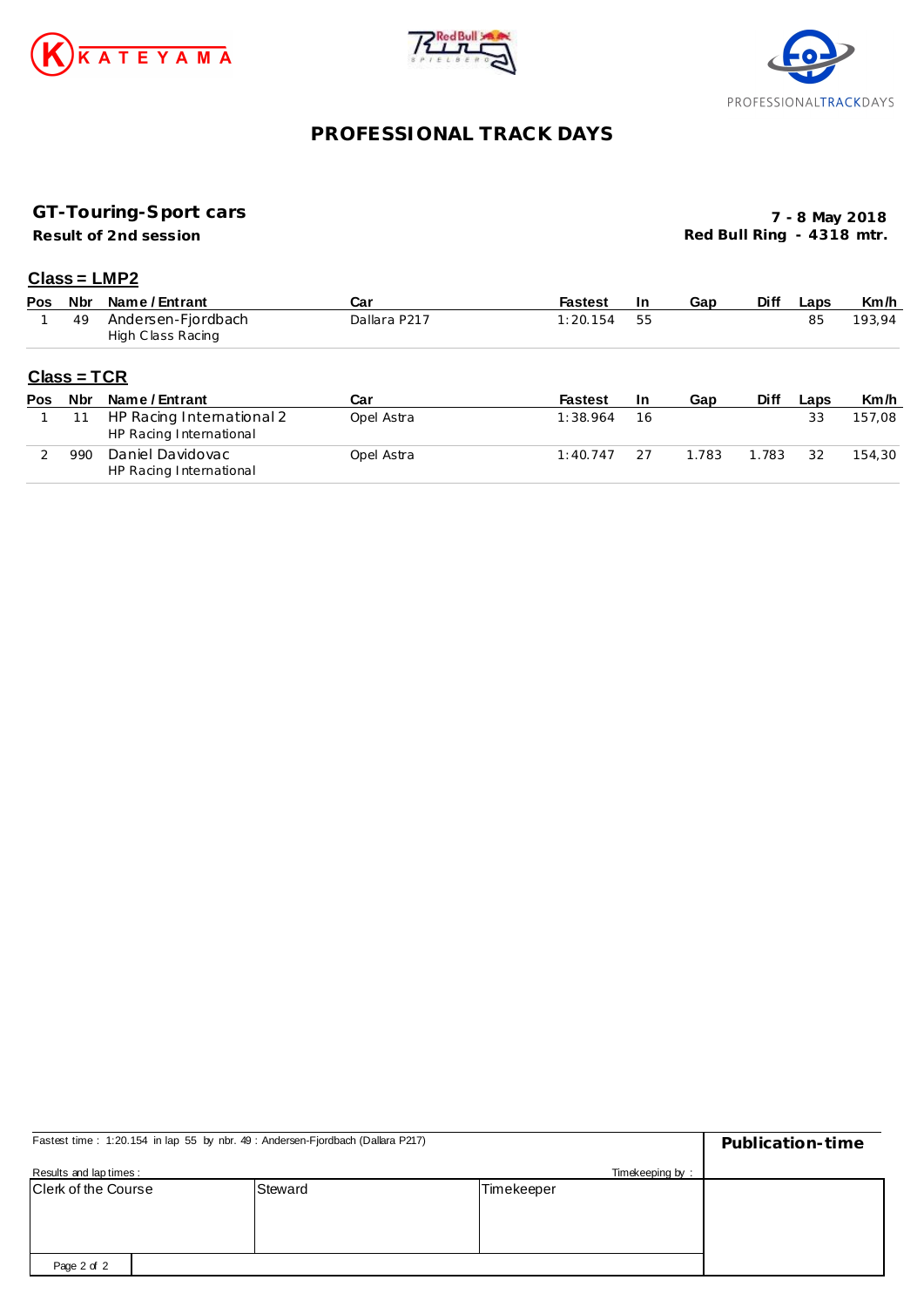# PROFESSIONAL TRACK DAYS

## GT-Touring-Sport cars

**Result of 2nd session**

**7 - 8 May 2018**
**Red Bull Ring - 4318 mtr.**

### Class = LMP2

| Pos | Nbr | Name / Entrant | Car | Fastest | In | Gap | Diff | Laps | Km/h |
|---|---|---|---|---|---|---|---|---|---|
| 1 | 49 | Andersen-Fjordbach<br>High Class Racing | Dallara P217 | 1:20.154 | 55 | | | 85 | 193,94 |

### Class = TCR

| Pos | Nbr | Name / Entrant | Car | Fastest | In | Gap | Diff | Laps | Km/h |
|---|---|---|---|---|---|---|---|---|---|
| 1 | 11 | HP Racing International 2<br>HP Racing International | Opel Astra | 1:38.964 | 16 | | | 33 | 157,08 |
| 2 | 990 | Daniel Davidovac<br>HP Racing International | Opel Astra | 1:40.747 | 27 | 1.783 | 1.783 | 32 | 154,30 |

Fastest time : 1:20.154 in lap 55 by nbr. 49 : Andersen-Fjordbach (Dallara P217)

**Publication-time**

Results and lap times :

Timekeeping by :

| Clerk of the Course | Steward | Timekeeper |
|---|---|---|
| | | |